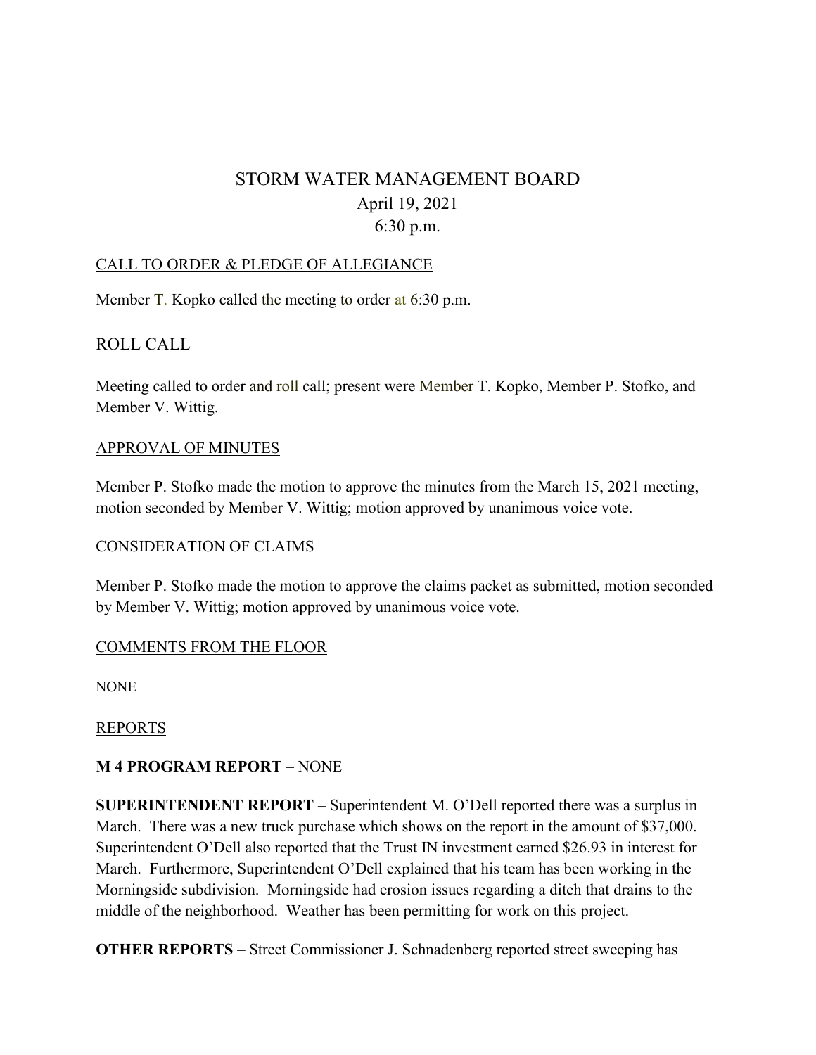# STORM WATER MANAGEMENT BOARD

April 19, 2021

6:30 p.m.

## CALL TO ORDER & PLEDGE OF ALLEGIANCE

Member T. Kopko called the meeting to order at 6:30 p.m.

## ROLL CALL

Meeting called to order and roll call; present were Member T. Kopko, Member P. Stofko, and Member V. Wittig.

## APPROVAL OF MINUTES

Member P. Stofko made the motion to approve the minutes from the March 15, 2021 meeting, motion seconded by Member V. Wittig; motion approved by unanimous voice vote.

## CONSIDERATION OF CLAIMS

Member P. Stofko made the motion to approve the claims packet as submitted, motion seconded by Member V. Wittig; motion approved by unanimous voice vote.

## COMMENTS FROM THE FLOOR

NONE

## REPORTS

**M 4 PROGRAM REPORT** – NONE

**SUPERINTENDENT REPORT** – Superintendent M. O'Dell reported there was a surplus in March. There was a new truck purchase which shows on the report in the amount of $37,000. Superintendent O'Dell also reported that the Trust IN investment earned $26.93 in interest for March. Furthermore, Superintendent O'Dell explained that his team has been working in the Morningside subdivision. Morningside had erosion issues regarding a ditch that drains to the middle of the neighborhood. Weather has been permitting for work on this project.

**OTHER REPORTS** – Street Commissioner J. Schnadenberg reported street sweeping has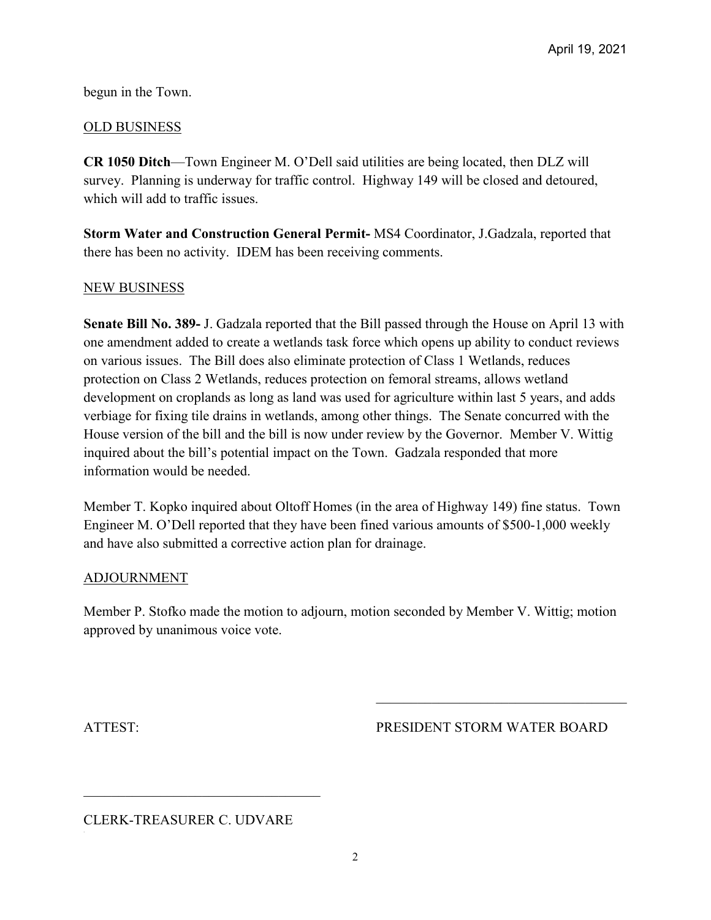begun in the Town.

## OLD BUSINESS

**CR 1050 Ditch**—Town Engineer M. O'Dell said utilities are being located, then DLZ will survey. Planning is underway for traffic control. Highway 149 will be closed and detoured, which will add to traffic issues.

**Storm Water and Construction General Permit-** MS4 Coordinator, J.Gadzala, reported that there has been no activity. IDEM has been receiving comments.

## NEW BUSINESS

**Senate Bill No. 389-** J. Gadzala reported that the Bill passed through the House on April 13 with one amendment added to create a wetlands task force which opens up ability to conduct reviews on various issues. The Bill does also eliminate protection of Class 1 Wetlands, reduces protection on Class 2 Wetlands, reduces protection on femoral streams, allows wetland development on croplands as long as land was used for agriculture within last 5 years, and adds verbiage for fixing tile drains in wetlands, among other things. The Senate concurred with the House version of the bill and the bill is now under review by the Governor. Member V. Wittig inquired about the bill's potential impact on the Town. Gadzala responded that more information would be needed.

Member T. Kopko inquired about Oltoff Homes (in the area of Highway 149) fine status. Town Engineer M. O'Dell reported that they have been fined various amounts of $500-1,000 weekly and have also submitted a corrective action plan for drainage.

## ADJOURNMENT

Member P. Stofko made the motion to adjourn, motion seconded by Member V. Wittig; motion approved by unanimous voice vote.

______________________________________

ATTEST: PRESIDENT STORM WATER BOARD

___________________________________

CLERK-TREASURER C. UDVARE